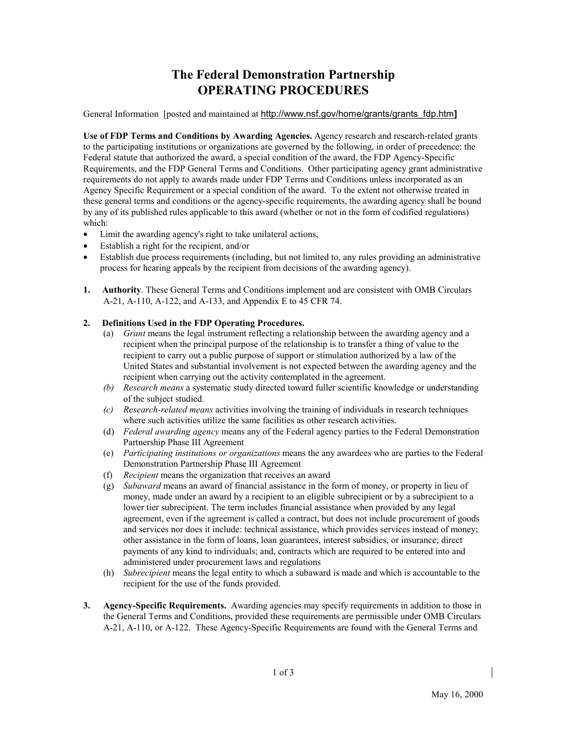# The Federal Demonstration Partnership
# OPERATING PROCEDURES

General Information [posted and maintained at http://www.nsf.gov/home/grants/grants_fdp.htm]

**Use of FDP Terms and Conditions by Awarding Agencies.** Agency research and research-related grants to the participating institutions or organizations are governed by the following, in order of precedence: the Federal statute that authorized the award, a special condition of the award, the FDP Agency-Specific Requirements, and the FDP General Terms and Conditions. Other participating agency grant administrative requirements do not apply to awards made under FDP Terms and Conditions unless incorporated as an Agency Specific Requirement or a special condition of the award. To the extent not otherwise treated in these general terms and conditions or the agency-specific requirements, the awarding agency shall be bound by any of its published rules applicable to this award (whether or not in the form of codified regulations) which:

- Limit the awarding agency's right to take unilateral actions,
- Establish a right for the recipient, and/or
- Establish due process requirements (including, but not limited to, any rules providing an administrative process for hearing appeals by the recipient from decisions of the awarding agency).

1. **Authority**. These General Terms and Conditions implement and are consistent with OMB Circulars A-21, A-110, A-122, and A-133, and Appendix E to 45 CFR 74.

2. **Definitions Used in the FDP Operating Procedures.**
   - (a) *Grant* means the legal instrument reflecting a relationship between the awarding agency and a recipient when the principal purpose of the relationship is to transfer a thing of value to the recipient to carry out a public purpose of support or stimulation authorized by a law of the United States and substantial involvement is not expected between the awarding agency and the recipient when carrying out the activity contemplated in the agreement.
   - *(b) Research means* a systematic study directed toward fuller scientific knowledge or understanding of the subject studied.
   - *(c) Research-related means* activities involving the training of individuals in research techniques where such activities utilize the same facilities as other research activities.
   - (d) *Federal awarding agency* means any of the Federal agency parties to the Federal Demonstration Partnership Phase III Agreement
   - (e) *Participating institutions or organizations* means the any awardees who are parties to the Federal Demonstration Partnership Phase III Agreement
   - (f) *Recipient* means the organization that receives an award
   - (g) *Subaward* means an award of financial assistance in the form of money, or property in lieu of money, made under an award by a recipient to an eligible subrecipient or by a subrecipient to a lower tier subrecipient. The term includes financial assistance when provided by any legal agreement, even if the agreement is called a contract, but does not include procurement of goods and services nor does it include: technical assistance, which provides services instead of money; other assistance in the form of loans, loan guarantees, interest subsidies, or insurance; direct payments of any kind to individuals; and, contracts which are required to be entered into and administered under procurement laws and regulations
   - (h) *Subrecipient* means the legal entity to which a subaward is made and which is accountable to the recipient for the use of the funds provided.

3. **Agency-Specific Requirements.** Awarding agencies may specify requirements in addition to those in the General Terms and Conditions, provided these requirements are permissible under OMB Circulars A-21, A-110, or A-122. These Agency-Specific Requirements are found with the General Terms and

May 16, 2000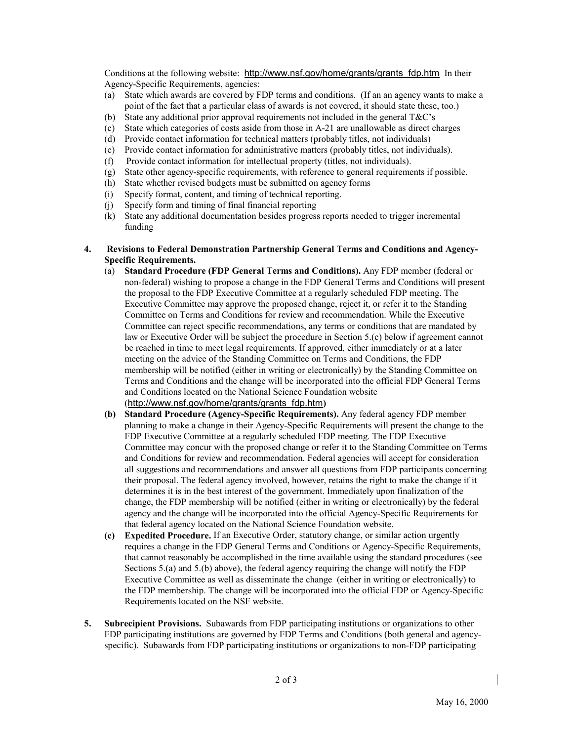Conditions at the following website: http://www.nsf.gov/home/grants/grants_fdp.htm In their Agency-Specific Requirements, agencies:

(a) State which awards are covered by FDP terms and conditions. (If an an agency wants to make a point of the fact that a particular class of awards is not covered, it should state these, too.)
(b) State any additional prior approval requirements not included in the general T&C's
(c) State which categories of costs aside from those in A-21 are unallowable as direct charges
(d) Provide contact information for technical matters (probably titles, not individuals)
(e) Provide contact information for administrative matters (probably titles, not individuals).
(f) Provide contact information for intellectual property (titles, not individuals).
(g) State other agency-specific requirements, with reference to general requirements if possible.
(h) State whether revised budgets must be submitted on agency forms
(i) Specify format, content, and timing of technical reporting.
(j) Specify form and timing of final financial reporting
(k) State any additional documentation besides progress reports needed to trigger incremental funding

**4. Revisions to Federal Demonstration Partnership General Terms and Conditions and Agency-Specific Requirements.**

(a) **Standard Procedure (FDP General Terms and Conditions).** Any FDP member (federal or non-federal) wishing to propose a change in the FDP General Terms and Conditions will present the proposal to the FDP Executive Committee at a regularly scheduled FDP meeting. The Executive Committee may approve the proposed change, reject it, or refer it to the Standing Committee on Terms and Conditions for review and recommendation. While the Executive Committee can reject specific recommendations, any terms or conditions that are mandated by law or Executive Order will be subject the procedure in Section 5.(c) below if agreement cannot be reached in time to meet legal requirements. If approved, either immediately or at a later meeting on the advice of the Standing Committee on Terms and Conditions, the FDP membership will be notified (either in writing or electronically) by the Standing Committee on Terms and Conditions and the change will be incorporated into the official FDP General Terms and Conditions located on the National Science Foundation website (http://www.nsf.gov/home/grants/grants_fdp.htm)

**(b) Standard Procedure (Agency-Specific Requirements).** Any federal agency FDP member planning to make a change in their Agency-Specific Requirements will present the change to the FDP Executive Committee at a regularly scheduled FDP meeting. The FDP Executive Committee may concur with the proposed change or refer it to the Standing Committee on Terms and Conditions for review and recommendation. Federal agencies will accept for consideration all suggestions and recommendations and answer all questions from FDP participants concerning their proposal. The federal agency involved, however, retains the right to make the change if it determines it is in the best interest of the government. Immediately upon finalization of the change, the FDP membership will be notified (either in writing or electronically) by the federal agency and the change will be incorporated into the official Agency-Specific Requirements for that federal agency located on the National Science Foundation website.

**(c) Expedited Procedure.** If an Executive Order, statutory change, or similar action urgently requires a change in the FDP General Terms and Conditions or Agency-Specific Requirements, that cannot reasonably be accomplished in the time available using the standard procedures (see Sections 5.(a) and 5.(b) above), the federal agency requiring the change will notify the FDP Executive Committee as well as disseminate the change (either in writing or electronically) to the FDP membership. The change will be incorporated into the official FDP or Agency-Specific Requirements located on the NSF website.

**5. Subrecipient Provisions.** Subawards from FDP participating institutions or organizations to other FDP participating institutions are governed by FDP Terms and Conditions (both general and agency-specific). Subawards from FDP participating institutions or organizations to non-FDP participating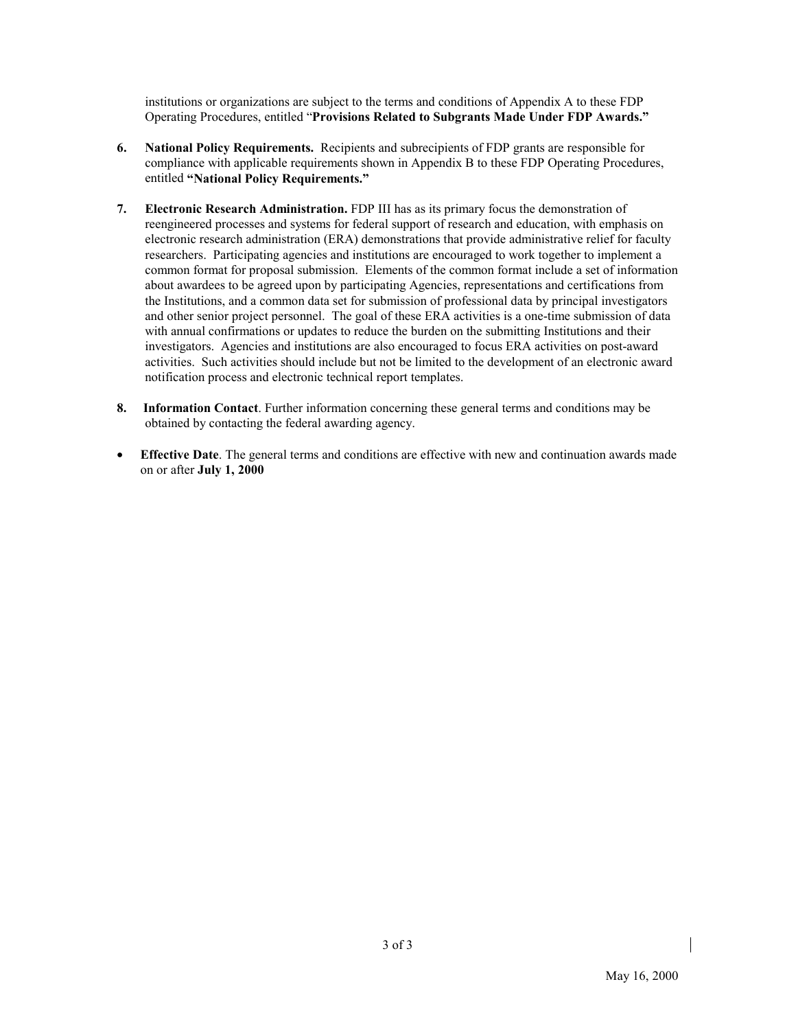institutions or organizations are subject to the terms and conditions of Appendix A to these FDP Operating Procedures, entitled "**Provisions Related to Subgrants Made Under FDP Awards.**"

**6. National Policy Requirements.** Recipients and subrecipients of FDP grants are responsible for compliance with applicable requirements shown in Appendix B to these FDP Operating Procedures, entitled **"National Policy Requirements."**

**7. Electronic Research Administration.** FDP III has as its primary focus the demonstration of reengineered processes and systems for federal support of research and education, with emphasis on electronic research administration (ERA) demonstrations that provide administrative relief for faculty researchers. Participating agencies and institutions are encouraged to work together to implement a common format for proposal submission. Elements of the common format include a set of information about awardees to be agreed upon by participating Agencies, representations and certifications from the Institutions, and a common data set for submission of professional data by principal investigators and other senior project personnel. The goal of these ERA activities is a one-time submission of data with annual confirmations or updates to reduce the burden on the submitting Institutions and their investigators. Agencies and institutions are also encouraged to focus ERA activities on post-award activities. Such activities should include but not be limited to the development of an electronic award notification process and electronic technical report templates.

**8. Information Contact**. Further information concerning these general terms and conditions may be obtained by contacting the federal awarding agency.

- **Effective Date**. The general terms and conditions are effective with new and continuation awards made on or after **July 1, 2000**

May 16, 2000